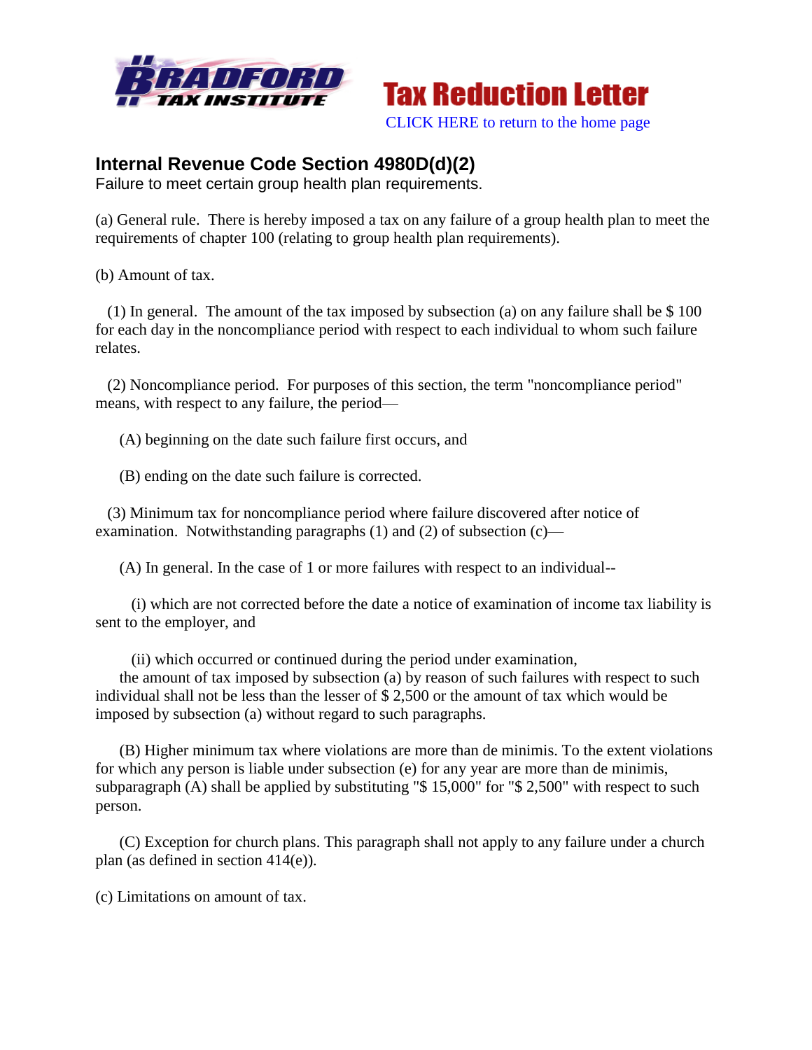# Internal Revenue Code Section 4980D(d)(2)

Failure to meet certain group health plan requirements.

(a) General rule. There is hereby imposed a tax on any failure of a group health plan to meet the requirements of chapter 100 (relating to group health plan requirements).

(b) Amount of tax.

(1) In general. The amount of the tax imposed by subsection (a) on any failure shall be $ 100 for each day in the noncompliance period with respect to each individual to whom such failure relates.

(2) Noncompliance period. For purposes of this section, the term "noncompliance period" means, with respect to any failure, the period—

(A) beginning on the date such failure first occurs, and

(B) ending on the date such failure is corrected.

(3) Minimum tax for noncompliance period where failure discovered after notice of examination. Notwithstanding paragraphs (1) and (2) of subsection (c)—

(A) In general. In the case of 1 or more failures with respect to an individual--

(i) which are not corrected before the date a notice of examination of income tax liability is sent to the employer, and

(ii) which occurred or continued during the period under examination,

the amount of tax imposed by subsection (a) by reason of such failures with respect to such individual shall not be less than the lesser of $ 2,500 or the amount of tax which would be imposed by subsection (a) without regard to such paragraphs.

(B) Higher minimum tax where violations are more than de minimis. To the extent violations for which any person is liable under subsection (e) for any year are more than de minimis, subparagraph (A) shall be applied by substituting "$ 15,000" for "$ 2,500" with respect to such person.

(C) Exception for church plans. This paragraph shall not apply to any failure under a church plan (as defined in section 414(e)).

(c) Limitations on amount of tax.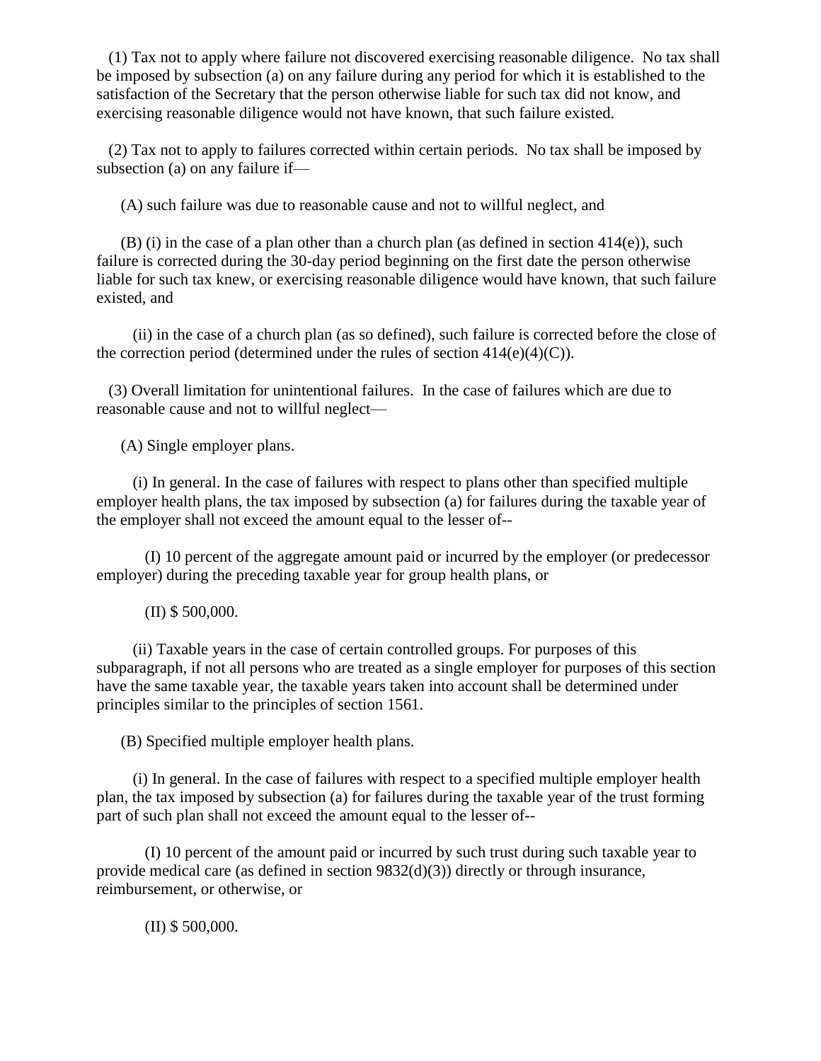(1) Tax not to apply where failure not discovered exercising reasonable diligence. No tax shall be imposed by subsection (a) on any failure during any period for which it is established to the satisfaction of the Secretary that the person otherwise liable for such tax did not know, and exercising reasonable diligence would not have known, that such failure existed.

(2) Tax not to apply to failures corrected within certain periods. No tax shall be imposed by subsection (a) on any failure if—

(A) such failure was due to reasonable cause and not to willful neglect, and

(B) (i) in the case of a plan other than a church plan (as defined in section 414(e)), such failure is corrected during the 30-day period beginning on the first date the person otherwise liable for such tax knew, or exercising reasonable diligence would have known, that such failure existed, and

(ii) in the case of a church plan (as so defined), such failure is corrected before the close of the correction period (determined under the rules of section 414(e)(4)(C)).

(3) Overall limitation for unintentional failures. In the case of failures which are due to reasonable cause and not to willful neglect—

(A) Single employer plans.

(i) In general. In the case of failures with respect to plans other than specified multiple employer health plans, the tax imposed by subsection (a) for failures during the taxable year of the employer shall not exceed the amount equal to the lesser of--

(I) 10 percent of the aggregate amount paid or incurred by the employer (or predecessor employer) during the preceding taxable year for group health plans, or

(II) $ 500,000.

(ii) Taxable years in the case of certain controlled groups. For purposes of this subparagraph, if not all persons who are treated as a single employer for purposes of this section have the same taxable year, the taxable years taken into account shall be determined under principles similar to the principles of section 1561.

(B) Specified multiple employer health plans.

(i) In general. In the case of failures with respect to a specified multiple employer health plan, the tax imposed by subsection (a) for failures during the taxable year of the trust forming part of such plan shall not exceed the amount equal to the lesser of--

(I) 10 percent of the amount paid or incurred by such trust during such taxable year to provide medical care (as defined in section 9832(d)(3)) directly or through insurance, reimbursement, or otherwise, or

(II) $ 500,000.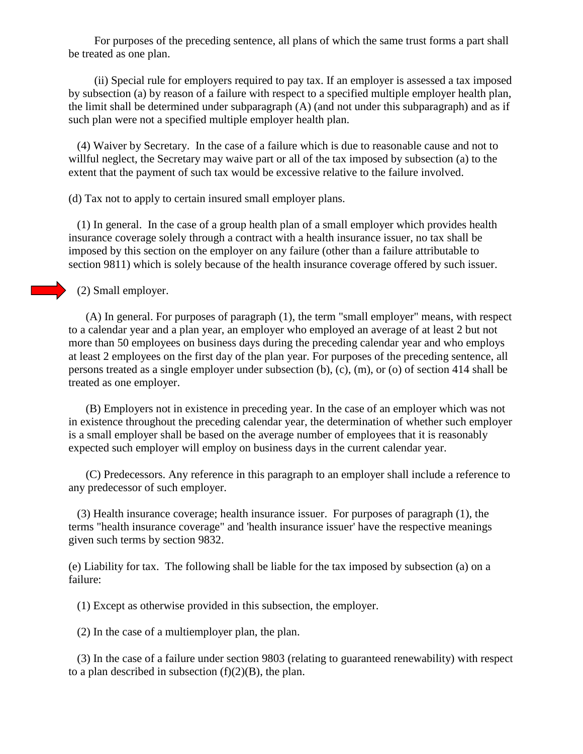For purposes of the preceding sentence, all plans of which the same trust forms a part shall be treated as one plan.

(ii) Special rule for employers required to pay tax. If an employer is assessed a tax imposed by subsection (a) by reason of a failure with respect to a specified multiple employer health plan, the limit shall be determined under subparagraph (A) (and not under this subparagraph) and as if such plan were not a specified multiple employer health plan.

(4) Waiver by Secretary. In the case of a failure which is due to reasonable cause and not to willful neglect, the Secretary may waive part or all of the tax imposed by subsection (a) to the extent that the payment of such tax would be excessive relative to the failure involved.

(d) Tax not to apply to certain insured small employer plans.

(1) In general. In the case of a group health plan of a small employer which provides health insurance coverage solely through a contract with a health insurance issuer, no tax shall be imposed by this section on the employer on any failure (other than a failure attributable to section 9811) which is solely because of the health insurance coverage offered by such issuer.

(2) Small employer.

(A) In general. For purposes of paragraph (1), the term "small employer" means, with respect to a calendar year and a plan year, an employer who employed an average of at least 2 but not more than 50 employees on business days during the preceding calendar year and who employs at least 2 employees on the first day of the plan year. For purposes of the preceding sentence, all persons treated as a single employer under subsection (b), (c), (m), or (o) of section 414 shall be treated as one employer.

(B) Employers not in existence in preceding year. In the case of an employer which was not in existence throughout the preceding calendar year, the determination of whether such employer is a small employer shall be based on the average number of employees that it is reasonably expected such employer will employ on business days in the current calendar year.

(C) Predecessors. Any reference in this paragraph to an employer shall include a reference to any predecessor of such employer.

(3) Health insurance coverage; health insurance issuer. For purposes of paragraph (1), the terms "health insurance coverage" and 'health insurance issuer' have the respective meanings given such terms by section 9832.

(e) Liability for tax. The following shall be liable for the tax imposed by subsection (a) on a failure:

(1) Except as otherwise provided in this subsection, the employer.

(2) In the case of a multiemployer plan, the plan.

(3) In the case of a failure under section 9803 (relating to guaranteed renewability) with respect to a plan described in subsection (f)(2)(B), the plan.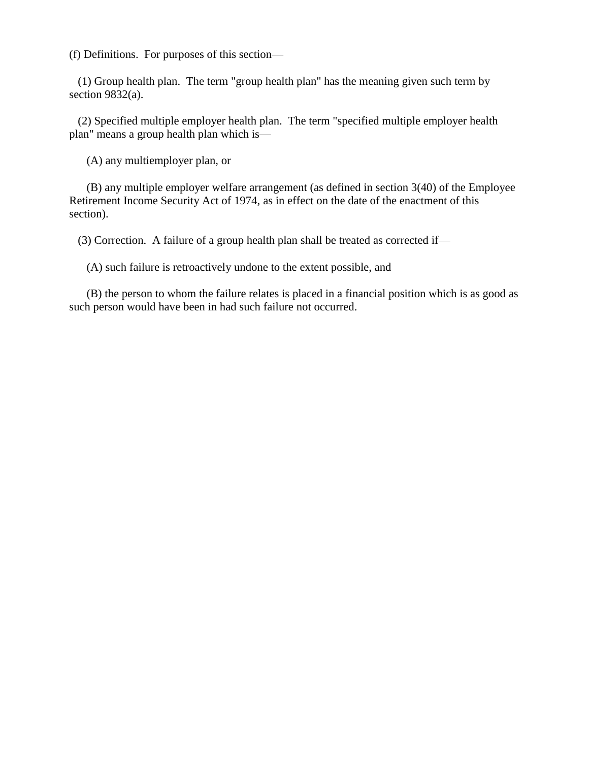(f) Definitions. For purposes of this section—

(1) Group health plan. The term "group health plan" has the meaning given such term by section 9832(a).

(2) Specified multiple employer health plan. The term "specified multiple employer health plan" means a group health plan which is—

(A) any multiemployer plan, or

(B) any multiple employer welfare arrangement (as defined in section 3(40) of the Employee Retirement Income Security Act of 1974, as in effect on the date of the enactment of this section).

(3) Correction. A failure of a group health plan shall be treated as corrected if—

(A) such failure is retroactively undone to the extent possible, and

(B) the person to whom the failure relates is placed in a financial position which is as good as such person would have been in had such failure not occurred.